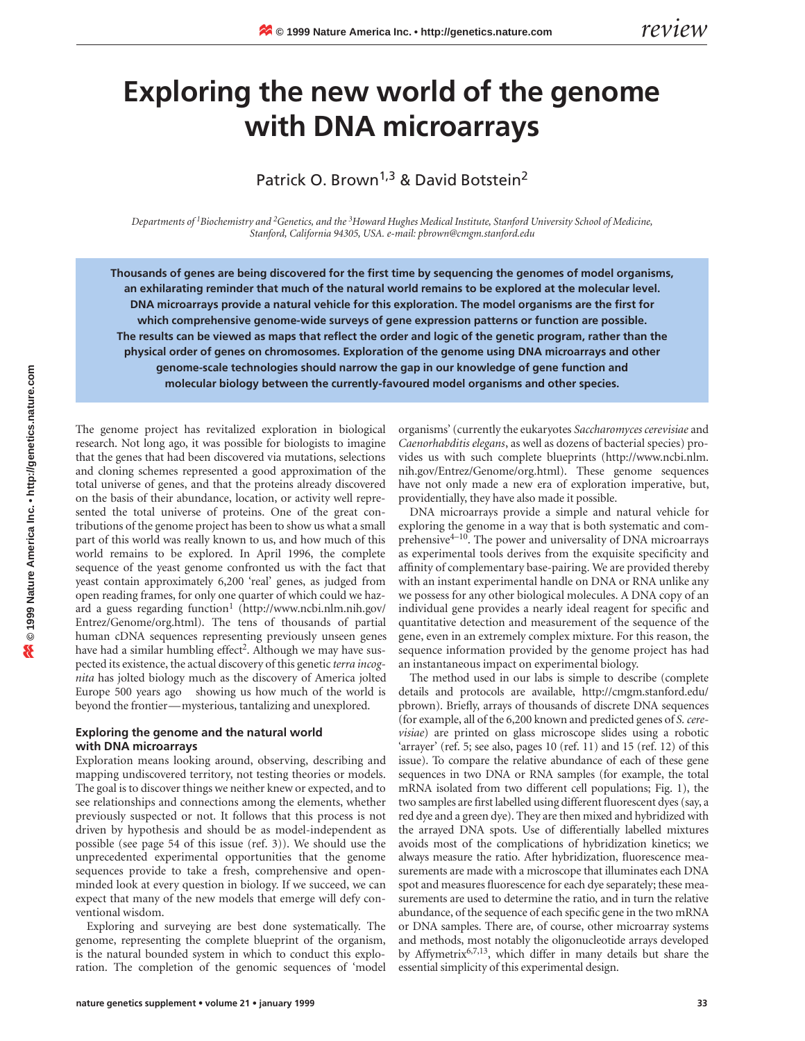# Exploring the new world of the genome with DNA microarrays

Patrick O. Brown[1,3] & David Botstein[2]

*Departments of [1]Biochemistry and [2]Genetics, and the [3]Howard Hughes Medical Institute, Stanford University School of Medicine, Stanford, California 94305, USA. e-mail: pbrown@cmgm.stanford.edu*

**Thousands of genes are being discovered for the first time by sequencing the genomes of model organisms, an exhilarating reminder that much of the natural world remains to be explored at the molecular level. DNA microarrays provide a natural vehicle for this exploration. The model organisms are the first for which comprehensive genome-wide surveys of gene expression patterns or function are possible. The results can be viewed as maps that reflect the order and logic of the genetic program, rather than the physical order of genes on chromosomes. Exploration of the genome using DNA microarrays and other genome-scale technologies should narrow the gap in our knowledge of gene function and molecular biology between the currently-favoured model organisms and other species.**

The genome project has revitalized exploration in biological research. Not long ago, it was possible for biologists to imagine that the genes that had been discovered via mutations, selections and cloning schemes represented a good approximation of the total universe of genes, and that the proteins already discovered on the basis of their abundance, location, or activity well represented the total universe of proteins. One of the great contributions of the genome project has been to show us what a small part of this world was really known to us, and how much of this world remains to be explored. In April 1996, the complete sequence of the yeast genome confronted us with the fact that yeast contain approximately 6,200 'real' genes, as judged from open reading frames, for only one quarter of which could we hazard a guess regarding function[1] (http://www.ncbi.nlm.nih.gov/Entrez/Genome/org.html). The tens of thousands of partial human cDNA sequences representing previously unseen genes have had a similar humbling effect[2]. Although we may have suspected its existence, the actual discovery of this genetic *terra incognita* has jolted biology much as the discovery of America jolted Europe 500 years ago showing us how much of the world is beyond the frontier—mysterious, tantalizing and unexplored.

### Exploring the genome and the natural world with DNA microarrays

Exploration means looking around, observing, describing and mapping undiscovered territory, not testing theories or models. The goal is to discover things we neither knew or expected, and to see relationships and connections among the elements, whether previously suspected or not. It follows that this process is not driven by hypothesis and should be as model-independent as possible (see page 54 of this issue (ref. 3)). We should use the unprecedented experimental opportunities that the genome sequences provide to take a fresh, comprehensive and open-minded look at every question in biology. If we succeed, we can expect that many of the new models that emerge will defy conventional wisdom.

Exploring and surveying are best done systematically. The genome, representing the complete blueprint of the organism, is the natural bounded system in which to conduct this exploration. The completion of the genomic sequences of 'model organisms' (currently the eukaryotes *Saccharomyces cerevisiae* and *Caenorhabditis elegans*, as well as dozens of bacterial species) provides us with such complete blueprints (http://www.ncbi.nlm.nih.gov/Entrez/Genome/org.html). These genome sequences have not only made a new era of exploration imperative, but, providentially, they have also made it possible.

DNA microarrays provide a simple and natural vehicle for exploring the genome in a way that is both systematic and comprehensive[4–10]. The power and universality of DNA microarrays as experimental tools derives from the exquisite specificity and affinity of complementary base-pairing. We are provided thereby with an instant experimental handle on DNA or RNA unlike any we possess for any other biological molecules. A DNA copy of an individual gene provides a nearly ideal reagent for specific and quantitative detection and measurement of the sequence of the gene, even in an extremely complex mixture. For this reason, the sequence information provided by the genome project has had an instantaneous impact on experimental biology.

The method used in our labs is simple to describe (complete details and protocols are available, http://cmgm.stanford.edu/pbrown). Briefly, arrays of thousands of discrete DNA sequences (for example, all of the 6,200 known and predicted genes of *S. cerevisiae*) are printed on glass microscope slides using a robotic 'arrayer' (ref. 5; see also, pages 10 (ref. 11) and 15 (ref. 12) of this issue). To compare the relative abundance of each of these gene sequences in two DNA or RNA samples (for example, the total mRNA isolated from two different cell populations; Fig. 1), the two samples are first labelled using different fluorescent dyes (say, a red dye and a green dye). They are then mixed and hybridized with the arrayed DNA spots. Use of differentially labelled mixtures avoids most of the complications of hybridization kinetics; we always measure the ratio. After hybridization, fluorescence measurements are made with a microscope that illuminates each DNA spot and measures fluorescence for each dye separately; these measurements are used to determine the ratio, and in turn the relative abundance, of the sequence of each specific gene in the two mRNA or DNA samples. There are, of course, other microarray systems and methods, most notably the oligonucleotide arrays developed by Affymetrix[6,7,13], which differ in many details but share the essential simplicity of this experimental design.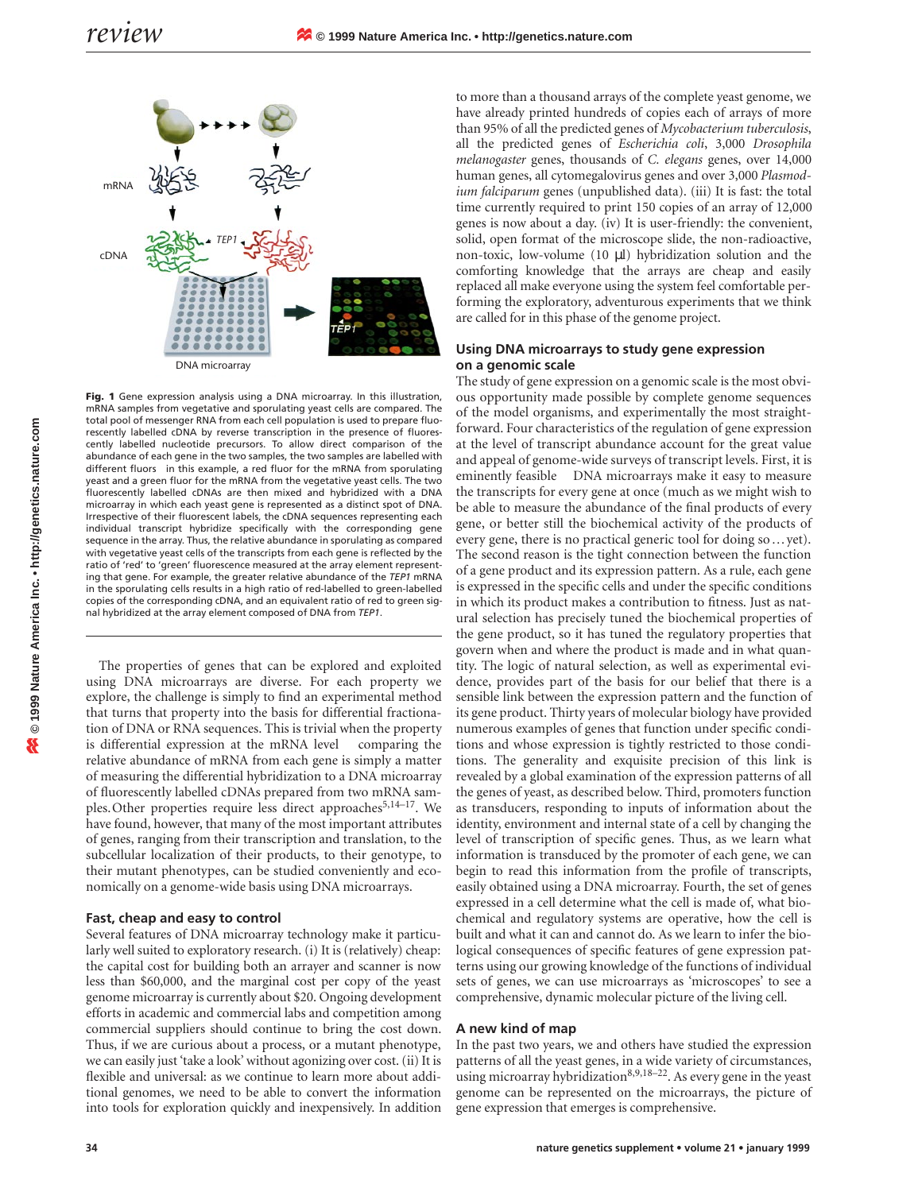mRNA

cDNA

TEP1

TEP1

DNA microarray

**Fig. 1** Gene expression analysis using a DNA microarray. In this illustration, mRNA samples from vegetative and sporulating yeast cells are compared. The total pool of messenger RNA from each cell population is used to prepare fluorescently labelled cDNA by reverse transcription in the presence of fluorescently labelled nucleotide precursors. To allow direct comparison of the abundance of each gene in the two samples, the two samples are labelled with different fluors in this example, a red fluor for the mRNA from sporulating yeast and a green fluor for the mRNA from the vegetative yeast cells. The two fluorescently labelled cDNAs are then mixed and hybridized with a DNA microarray in which each yeast gene is represented as a distinct spot of DNA. Irrespective of their fluorescent labels, the cDNA sequences representing each individual transcript hybridize specifically with the corresponding gene sequence in the array. Thus, the relative abundance in sporulating as compared with vegetative yeast cells of the transcripts from each gene is reflected by the ratio of 'red' to 'green' fluorescence measured at the array element representing that gene. For example, the greater relative abundance of the *TEP1* mRNA in the sporulating cells results in a high ratio of red-labelled to green-labelled copies of the corresponding cDNA, and an equivalent ratio of red to green signal hybridized at the array element composed of DNA from *TEP1*.

The properties of genes that can be explored and exploited using DNA microarrays are diverse. For each property we explore, the challenge is simply to find an experimental method that turns that property into the basis for differential fractionation of DNA or RNA sequences. This is trivial when the property is differential expression at the mRNA level comparing the relative abundance of mRNA from each gene is simply a matter of measuring the differential hybridization to a DNA microarray of fluorescently labelled cDNAs prepared from two mRNA samples. Other properties require less direct approaches[5,14–17]. We have found, however, that many of the most important attributes of genes, ranging from their transcription and translation, to the subcellular localization of their products, to their genotype, to their mutant phenotypes, can be studied conveniently and economically on a genome-wide basis using DNA microarrays.

### Fast, cheap and easy to control

Several features of DNA microarray technology make it particularly well suited to exploratory research. (i) It is (relatively) cheap: the capital cost for building both an arrayer and scanner is now less than \$60,000, and the marginal cost per copy of the yeast genome microarray is currently about \$20. Ongoing development efforts in academic and commercial labs and competition among commercial suppliers should continue to bring the cost down. Thus, if we are curious about a process, or a mutant phenotype, we can easily just 'take a look' without agonizing over cost. (ii) It is flexible and universal: as we continue to learn more about additional genomes, we need to be able to convert the information into tools for exploration quickly and inexpensively. In addition to more than a thousand arrays of the complete yeast genome, we have already printed hundreds of copies each of arrays of more than 95% of all the predicted genes of *Mycobacterium tuberculosis*, all the predicted genes of *Escherichia coli*, 3,000 *Drosophila melanogaster* genes, thousands of *C. elegans* genes, over 14,000 human genes, all cytomegalovirus genes and over 3,000 *Plasmodium falciparum* genes (unpublished data). (iii) It is fast: the total time currently required to print 150 copies of an array of 12,000 genes is now about a day. (iv) It is user-friendly: the convenient, solid, open format of the microscope slide, the non-radioactive, non-toxic, low-volume (10 μl) hybridization solution and the comforting knowledge that the arrays are cheap and easily replaced all make everyone using the system feel comfortable performing the exploratory, adventurous experiments that we think are called for in this phase of the genome project.

### Using DNA microarrays to study gene expression on a genomic scale

The study of gene expression on a genomic scale is the most obvious opportunity made possible by complete genome sequences of the model organisms, and experimentally the most straightforward. Four characteristics of the regulation of gene expression at the level of transcript abundance account for the great value and appeal of genome-wide surveys of transcript levels. First, it is eminently feasible DNA microarrays make it easy to measure the transcripts for every gene at once (much as we might wish to be able to measure the abundance of the final products of every gene, or better still the biochemical activity of the products of every gene, there is no practical generic tool for doing so ... yet). The second reason is the tight connection between the function of a gene product and its expression pattern. As a rule, each gene is expressed in the specific cells and under the specific conditions in which its product makes a contribution to fitness. Just as natural selection has precisely tuned the biochemical properties of the gene product, so it has tuned the regulatory properties that govern when and where the product is made and in what quantity. The logic of natural selection, as well as experimental evidence, provides part of the basis for our belief that there is a sensible link between the expression pattern and the function of its gene product. Thirty years of molecular biology have provided numerous examples of genes that function under specific conditions and whose expression is tightly restricted to those conditions. The generality and exquisite precision of this link is revealed by a global examination of the expression patterns of all the genes of yeast, as described below. Third, promoters function as transducers, responding to inputs of information about the identity, environment and internal state of a cell by changing the level of transcription of specific genes. Thus, as we learn what information is transduced by the promoter of each gene, we can begin to read this information from the profile of transcripts, easily obtained using a DNA microarray. Fourth, the set of genes expressed in a cell determine what the cell is made of, what biochemical and regulatory systems are operative, how the cell is built and what it can and cannot do. As we learn to infer the biological consequences of specific features of gene expression patterns using our growing knowledge of the functions of individual sets of genes, we can use microarrays as 'microscopes' to see a comprehensive, dynamic molecular picture of the living cell.

### A new kind of map

In the past two years, we and others have studied the expression patterns of all the yeast genes, in a wide variety of circumstances, using microarray hybridization[8,9,18–22]. As every gene in the yeast genome can be represented on the microarrays, the picture of gene expression that emerges is comprehensive.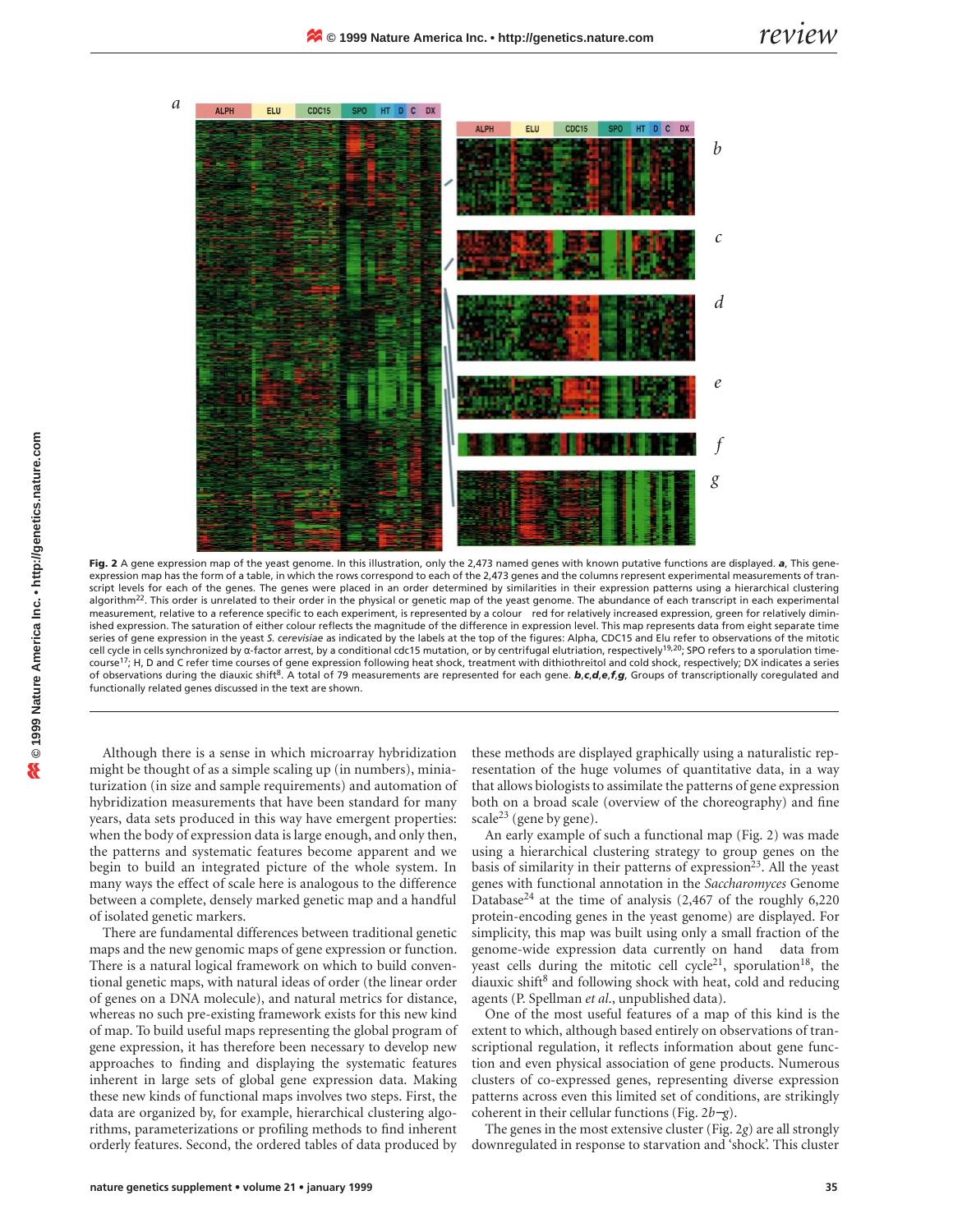**Fig. 2** A gene expression map of the yeast genome. In this illustration, only the 2,473 named genes with known putative functions are displayed. ***a***, This gene-expression map has the form of a table, in which the rows correspond to each of the 2,473 genes and the columns represent experimental measurements of transcript levels for each of the genes. The genes were placed in an order determined by similarities in their expression patterns using a hierarchical clustering algorithm[22]. This order is unrelated to their order in the physical or genetic map of the yeast genome. The abundance of each transcript in each experimental measurement, relative to a reference specific to each experiment, is represented by a colour red for relatively increased expression, green for relatively diminished expression. The saturation of either colour reflects the magnitude of the difference in expression level. This map represents data from eight separate time series of gene expression in the yeast *S. cerevisiae* as indicated by the labels at the top of the figures: Alpha, CDC15 and Elu refer to observations of the mitotic cell cycle in cells synchronized by α-factor arrest, by a conditional cdc15 mutation, or by centrifugal elutriation, respectively[19,20]; SPO refers to a sporulation time-course[17]; H, D and C refer time courses of gene expression following heat shock, treatment with dithiothreitol and cold shock, respectively; DX indicates a series of observations during the diauxic shift[8]. A total of 79 measurements are represented for each gene. ***b***,***c***,***d***,***e***,***f***,***g***, Groups of transcriptionally coregulated and functionally related genes discussed in the text are shown.

Although there is a sense in which microarray hybridization might be thought of as a simple scaling up (in numbers), miniaturization (in size and sample requirements) and automation of hybridization measurements that have been standard for many years, data sets produced in this way have emergent properties: when the body of expression data is large enough, and only then, the patterns and systematic features become apparent and we begin to build an integrated picture of the whole system. In many ways the effect of scale here is analogous to the difference between a complete, densely marked genetic map and a handful of isolated genetic markers.

There are fundamental differences between traditional genetic maps and the new genomic maps of gene expression or function. There is a natural logical framework on which to build conventional genetic maps, with natural ideas of order (the linear order of genes on a DNA molecule), and natural metrics for distance, whereas no such pre-existing framework exists for this new kind of map. To build useful maps representing the global program of gene expression, it has therefore been necessary to develop new approaches to finding and displaying the systematic features inherent in large sets of global gene expression data. Making these new kinds of functional maps involves two steps. First, the data are organized by, for example, hierarchical clustering algorithms, parameterizations or profiling methods to find inherent orderly features. Second, the ordered tables of data produced by these methods are displayed graphically using a naturalistic representation of the huge volumes of quantitative data, in a way that allows biologists to assimilate the patterns of gene expression both on a broad scale (overview of the choreography) and fine scale[23] (gene by gene).

An early example of such a functional map (Fig. 2) was made using a hierarchical clustering strategy to group genes on the basis of similarity in their patterns of expression[23]. All the yeast genes with functional annotation in the *Saccharomyces* Genome Database[24] at the time of analysis (2,467 of the roughly 6,220 protein-encoding genes in the yeast genome) are displayed. For simplicity, this map was built using only a small fraction of the genome-wide expression data currently on hand data from yeast cells during the mitotic cell cycle[21], sporulation[18], the diauxic shift[8] and following shock with heat, cold and reducing agents (P. Spellman *et al.*, unpublished data).

One of the most useful features of a map of this kind is the extent to which, although based entirely on observations of transcriptional regulation, it reflects information about gene function and even physical association of gene products. Numerous clusters of co-expressed genes, representing diverse expression patterns across even this limited set of conditions, are strikingly coherent in their cellular functions (Fig. 2*b*–*g*).

The genes in the most extensive cluster (Fig. 2*g*) are all strongly downregulated in response to starvation and 'shock'. This cluster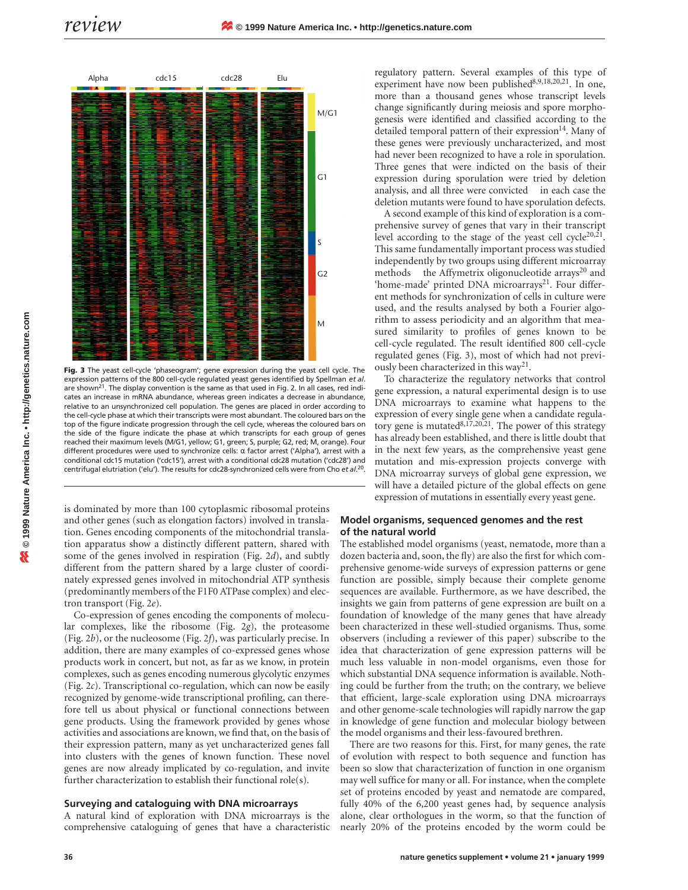Fig. 3 The yeast cell-cycle 'phaseogram'; gene expression during the yeast cell cycle. The expression patterns of the 800 cell-cycle regulated yeast genes identified by Spellman *et al.* are shown[21]. The display convention is the same as that used in Fig. 2. In all cases, red indicates an increase in mRNA abundance, whereas green indicates a decrease in abundance, relative to an unsynchronized cell population. The genes are placed in order according to the cell-cycle phase at which their transcripts were most abundant. The coloured bars on the top of the figure indicate progression through the cell cycle, whereas the coloured bars on the side of the figure indicate the phase at which transcripts for each group of genes reached their maximum levels (M/G1, yellow; G1, green; S, purple; G2, red; M, orange). Four different procedures were used to synchronize cells: α factor arrest ('Alpha'), arrest with a conditional cdc15 mutation ('cdc15'), arrest with a conditional cdc28 mutation ('cdc28') and centrifugal elutriation ('elu'). The results for cdc28-synchronized cells were from Cho *et al.*[20].

is dominated by more than 100 cytoplasmic ribosomal proteins and other genes (such as elongation factors) involved in translation. Genes encoding components of the mitochondrial translation apparatus show a distinctly different pattern, shared with some of the genes involved in respiration (Fig. 2*d*), and subtly different from the pattern shared by a large cluster of coordinately expressed genes involved in mitochondrial ATP synthesis (predominantly members of the F1F0 ATPase complex) and electron transport (Fig. 2*e*).

Co-expression of genes encoding the components of molecular complexes, like the ribosome (Fig. 2*g*), the proteasome (Fig. 2*b*), or the nucleosome (Fig. 2*f*), was particularly precise. In addition, there are many examples of co-expressed genes whose products work in concert, but not, as far as we know, in protein complexes, such as genes encoding numerous glycolytic enzymes (Fig. 2*c*). Transcriptional co-regulation, which can now be easily recognized by genome-wide transcriptional profiling, can therefore tell us about physical or functional connections between gene products. Using the framework provided by genes whose activities and associations are known, we find that, on the basis of their expression pattern, many as yet uncharacterized genes fall into clusters with the genes of known function. These novel genes are now already implicated by co-regulation, and invite further characterization to establish their functional role(s).

## Surveying and cataloguing with DNA microarrays

A natural kind of exploration with DNA microarrays is the comprehensive cataloguing of genes that have a characteristic regulatory pattern. Several examples of this type of experiment have now been published[8,9,18,20,21]. In one, more than a thousand genes whose transcript levels change significantly during meiosis and spore morphogenesis were identified and classified according to the detailed temporal pattern of their expression[14]. Many of these genes were previously uncharacterized, and most had never been recognized to have a role in sporulation. Three genes that were indicted on the basis of their expression during sporulation were tried by deletion analysis, and all three were convicted — in each case the deletion mutants were found to have sporulation defects.

A second example of this kind of exploration is a comprehensive survey of genes that vary in their transcript level according to the stage of the yeast cell cycle[20,21]. This same fundamentally important process was studied independently by two groups using different microarray methods — the Affymetrix oligonucleotide arrays[20] and 'home-made' printed DNA microarrays[21]. Four different methods for synchronization of cells in culture were used, and the results analysed by both a Fourier algorithm to assess periodicity and an algorithm that measured similarity to profiles of genes known to be cell-cycle regulated. The result identified 800 cell-cycle regulated genes (Fig. 3), most of which had not previously been characterized in this way[21].

To characterize the regulatory networks that control gene expression, a natural experimental design is to use DNA microarrays to examine what happens to the expression of every single gene when a candidate regulatory gene is mutated[8,17,20,21]. The power of this strategy has already been established, and there is little doubt that in the next few years, as the comprehensive yeast gene mutation and mis-expression projects converge with DNA microarray surveys of global gene expression, we will have a detailed picture of the global effects on gene expression of mutations in essentially every yeast gene.

## Model organisms, sequenced genomes and the rest of the natural world

The established model organisms (yeast, nematode, more than a dozen bacteria and, soon, the fly) are also the first for which comprehensive genome-wide surveys of expression patterns or gene function are possible, simply because their complete genome sequences are available. Furthermore, as we have described, the insights we gain from patterns of gene expression are built on a foundation of knowledge of the many genes that have already been characterized in these well-studied organisms. Thus, some observers (including a reviewer of this paper) subscribe to the idea that characterization of gene expression patterns will be much less valuable in non-model organisms, even those for which substantial DNA sequence information is available. Nothing could be further from the truth; on the contrary, we believe that efficient, large-scale exploration using DNA microarrays and other genome-scale technologies will rapidly narrow the gap in knowledge of gene function and molecular biology between the model organisms and their less-favoured brethren.

There are two reasons for this. First, for many genes, the rate of evolution with respect to both sequence and function has been so slow that characterization of function in one organism may well suffice for many or all. For instance, when the complete set of proteins encoded by yeast and nematode are compared, fully 40% of the 6,200 yeast genes had, by sequence analysis alone, clear orthologues in the worm, so that the function of nearly 20% of the proteins encoded by the worm could be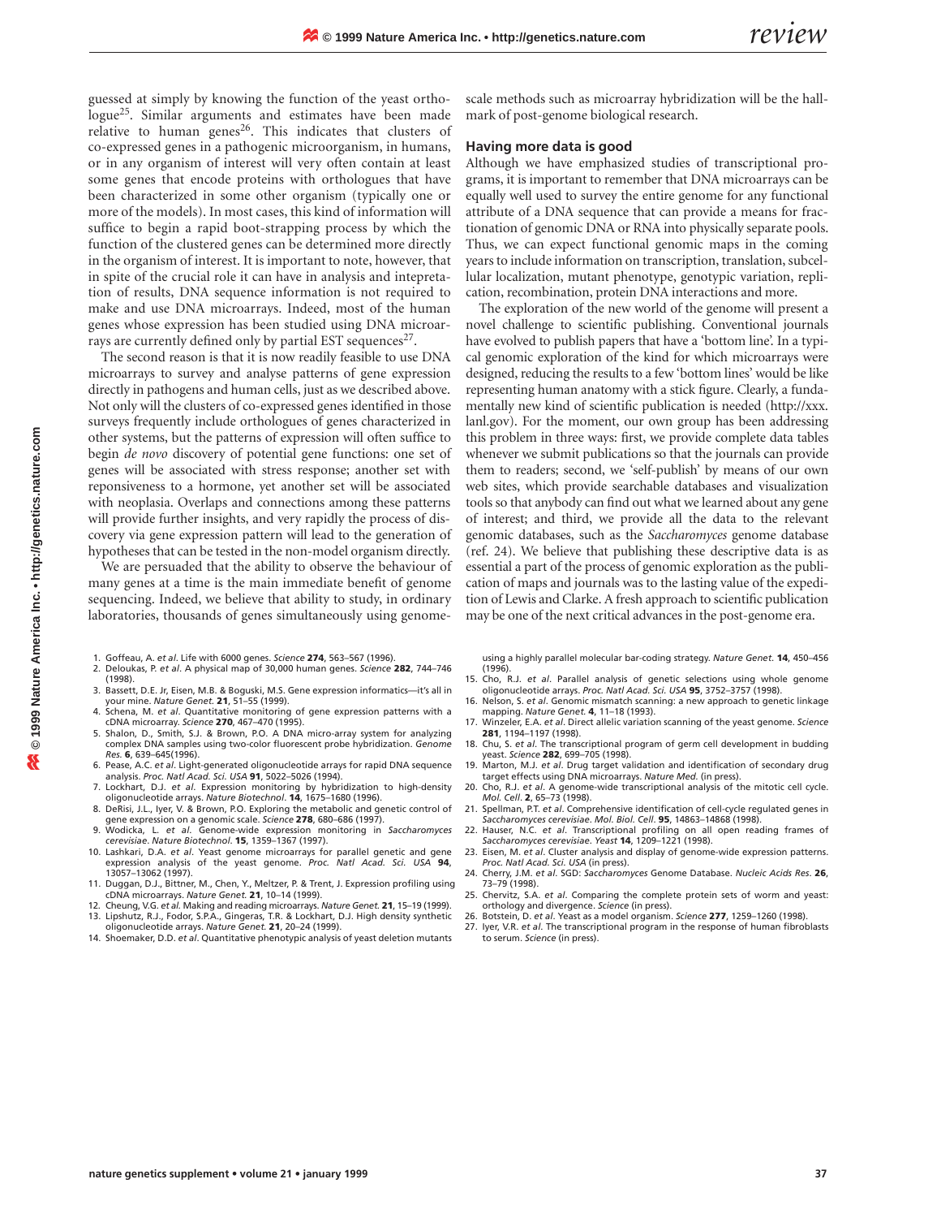guessed at simply by knowing the function of the yeast orthologue[25]. Similar arguments and estimates have been made relative to human genes[26]. This indicates that clusters of co-expressed genes in a pathogenic microorganism, in humans, or in any organism of interest will very often contain at least some genes that encode proteins with orthologues that have been characterized in some other organism (typically one or more of the models). In most cases, this kind of information will suffice to begin a rapid boot-strapping process by which the function of the clustered genes can be determined more directly in the organism of interest. It is important to note, however, that in spite of the crucial role it can have in analysis and intepretation of results, DNA sequence information is not required to make and use DNA microarrays. Indeed, most of the human genes whose expression has been studied using DNA microarrays are currently defined only by partial EST sequences[27].

The second reason is that it is now readily feasible to use DNA microarrays to survey and analyse patterns of gene expression directly in pathogens and human cells, just as we described above. Not only will the clusters of co-expressed genes identified in those surveys frequently include orthologues of genes characterized in other systems, but the patterns of expression will often suffice to begin *de novo* discovery of potential gene functions: one set of genes will be associated with stress response; another set with reponsiveness to a hormone, yet another set will be associated with neoplasia. Overlaps and connections among these patterns will provide further insights, and very rapidly the process of discovery via gene expression pattern will lead to the generation of hypotheses that can be tested in the non-model organism directly.

We are persuaded that the ability to observe the behaviour of many genes at a time is the main immediate benefit of genome sequencing. Indeed, we believe that ability to study, in ordinary laboratories, thousands of genes simultaneously using genome-scale methods such as microarray hybridization will be the hallmark of post-genome biological research.

## Having more data is good

Although we have emphasized studies of transcriptional programs, it is important to remember that DNA microarrays can be equally well used to survey the entire genome for any functional attribute of a DNA sequence that can provide a means for fractionation of genomic DNA or RNA into physically separate pools. Thus, we can expect functional genomic maps in the coming years to include information on transcription, translation, subcellular localization, mutant phenotype, genotypic variation, replication, recombination, protein DNA interactions and more.

The exploration of the new world of the genome will present a novel challenge to scientific publishing. Conventional journals have evolved to publish papers that have a 'bottom line'. In a typical genomic exploration of the kind for which microarrays were designed, reducing the results to a few 'bottom lines' would be like representing human anatomy with a stick figure. Clearly, a fundamentally new kind of scientific publication is needed (http://xxx.lanl.gov). For the moment, our own group has been addressing this problem in three ways: first, we provide complete data tables whenever we submit publications so that the journals can provide them to readers; second, we 'self-publish' by means of our own web sites, which provide searchable databases and visualization tools so that anybody can find out what we learned about any gene of interest; and third, we provide all the data to the relevant genomic databases, such as the *Saccharomyces* genome database (ref. 24). We believe that publishing these descriptive data is as essential a part of the process of genomic exploration as the publication of maps and journals was to the lasting value of the expedition of Lewis and Clarke. A fresh approach to scientific publication may be one of the next critical advances in the post-genome era.

1. Goffeau, A. *et al*. Life with 6000 genes. *Science* **274**, 563–567 (1996).
2. Deloukas, P. *et al*. A physical map of 30,000 human genes. *Science* **282**, 744–746 (1998).
3. Bassett, D.E. Jr, Eisen, M.B. & Boguski, M.S. Gene expression informatics—it's all in your mine. *Nature Genet.* **21**, 51–55 (1999).
4. Schena, M. *et al*. Quantitative monitoring of gene expression patterns with a cDNA microarray. *Science* **270**, 467–470 (1995).
5. Shalon, D., Smith, S.J. & Brown, P.O. A DNA micro-array system for analyzing complex DNA samples using two-color fluorescent probe hybridization. *Genome Res.* **6**, 639–645(1996).
6. Pease, A.C. *et al*. Light-generated oligonucleotide arrays for rapid DNA sequence analysis. *Proc. Natl Acad. Sci. USA* **91**, 5022–5026 (1994).
7. Lockhart, D.J. *et al*. Expression monitoring by hybridization to high-density oligonucleotide arrays. *Nature Biotechnol*. **14**, 1675–1680 (1996).
8. DeRisi, J.L., Iyer, V. & Brown, P.O. Exploring the metabolic and genetic control of gene expression on a genomic scale. *Science* **278**, 680–686 (1997).
9. Wodicka, L. *et al*. Genome-wide expression monitoring in *Saccharomyces cerevisiae*. *Nature Biotechnol.* **15**, 1359–1367 (1997).
10. Lashkari, D.A. *et al*. Yeast genome microarrays for parallel genetic and gene expression analysis of the yeast genome. *Proc. Natl Acad. Sci. USA* **94**, 13057–13062 (1997).
11. Duggan, D.J., Bittner, M., Chen, Y., Meltzer, P. & Trent, J. Expression profiling using cDNA microarrays. *Nature Genet.* **21**, 10–14 (1999).
12. Cheung, V.G. *et al.* Making and reading microarrays. *Nature Genet.* **21**, 15–19 (1999).
13. Lipshutz, R.J., Fodor, S.P.A., Gingeras, T.R. & Lockhart, D.J. High density synthetic oligonucleotide arrays. *Nature Genet.* **21**, 20–24 (1999).
14. Shoemaker, D.D. *et al*. Quantitative phenotypic analysis of yeast deletion mutants using a highly parallel molecular bar-coding strategy. *Nature Genet.* **14**, 450–456 (1996).
15. Cho, R.J. *et al*. Parallel analysis of genetic selections using whole genome oligonucleotide arrays. *Proc. Natl Acad. Sci. USA* **95**, 3752–3757 (1998).
16. Nelson, S. *et al.* Genomic mismatch scanning: a new approach to genetic linkage mapping. *Nature Genet.* **4**, 11–18 (1993).
17. Winzeler, E.A. *et al*. Direct allelic variation scanning of the yeast genome. *Science* **281**, 1194–1197 (1998).
18. Chu, S. *et al*. The transcriptional program of germ cell development in budding yeast. *Science* **282**, 699–705 (1998).
19. Marton, M.J. *et al*. Drug target validation and identification of secondary drug target effects using DNA microarrays. *Nature Med.* (in press).
20. Cho, R.J. *et al*. A genome-wide transcriptional analysis of the mitotic cell cycle. *Mol. Cell*. **2**, 65–73 (1998).
21. Spellman, P.T. *et al*. Comprehensive identification of cell-cycle regulated genes in *Saccharomyces cerevisiae*. *Mol. Biol. Cell*. **95**, 14863–14868 (1998).
22. Hauser, N.C. *et al*. Transcriptional profiling on all open reading frames of *Saccharomyces cerevisiae*. *Yeast* **14**, 1209–1221 (1998).
23. Eisen, M. *et al*. Cluster analysis and display of genome-wide expression patterns. *Proc. Natl Acad. Sci. USA* (in press).
24. Cherry, J.M. *et al*. SGD: *Saccharomyces* Genome Database. *Nucleic Acids Res*. **26**, 73–79 (1998).
25. Chervitz, S.A. *et al*. Comparing the complete protein sets of worm and yeast: orthology and divergence. *Science* (in press).
26. Botstein, D. *et al*. Yeast as a model organism. *Science* **277**, 1259–1260 (1998).
27. Iyer, V.R. *et al*. The transcriptional program in the response of human fibroblasts to serum. *Science* (in press).